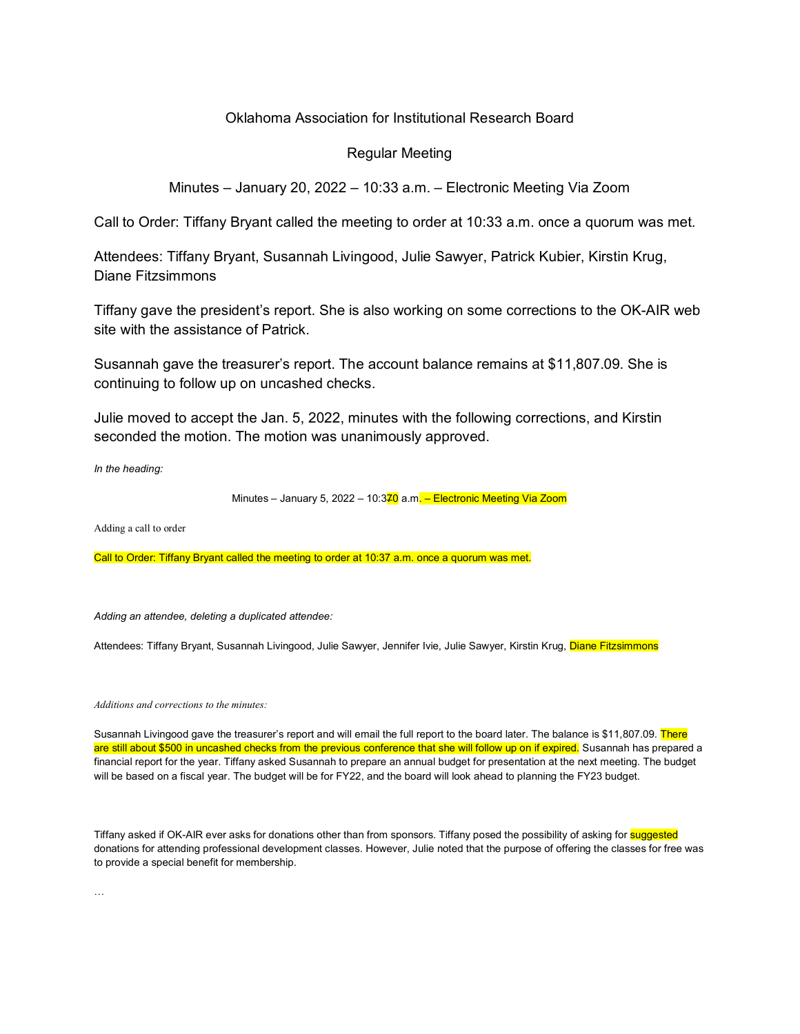Oklahoma Association for Institutional Research Board

Regular Meeting

Minutes – January 20, 2022 – 10:33 a.m. – Electronic Meeting Via Zoom

Call to Order: Tiffany Bryant called the meeting to order at 10:33 a.m. once a quorum was met.

Attendees: Tiffany Bryant, Susannah Livingood, Julie Sawyer, Patrick Kubier, Kirstin Krug, Diane Fitzsimmons

Tiffany gave the president's report. She is also working on some corrections to the OK-AIR web site with the assistance of Patrick.

Susannah gave the treasurer's report. The account balance remains at $11,807.09. She is continuing to follow up on uncashed checks.

Julie moved to accept the Jan. 5, 2022, minutes with the following corrections, and Kirstin seconded the motion. The motion was unanimously approved.

*In the heading:*

Minutes – January 5, 2022 – 10:3~~7~~0 a.m. – Electronic Meeting Via Zoom

Adding a call to order

Call to Order: Tiffany Bryant called the meeting to order at 10:37 a.m. once a quorum was met.

*Adding an attendee, deleting a duplicated attendee:*

Attendees: Tiffany Bryant, Susannah Livingood, Julie Sawyer, Jennifer Ivie, Julie Sawyer, Kirstin Krug, Diane Fitzsimmons

*Additions and corrections to the minutes:*

Susannah Livingood gave the treasurer's report and will email the full report to the board later. The balance is $11,807.09. There are still about $500 in uncashed checks from the previous conference that she will follow up on if expired. Susannah has prepared a financial report for the year. Tiffany asked Susannah to prepare an annual budget for presentation at the next meeting. The budget will be based on a fiscal year. The budget will be for FY22, and the board will look ahead to planning the FY23 budget.

Tiffany asked if OK-AIR ever asks for donations other than from sponsors. Tiffany posed the possibility of asking for suggested donations for attending professional development classes. However, Julie noted that the purpose of offering the classes for free was to provide a special benefit for membership.

…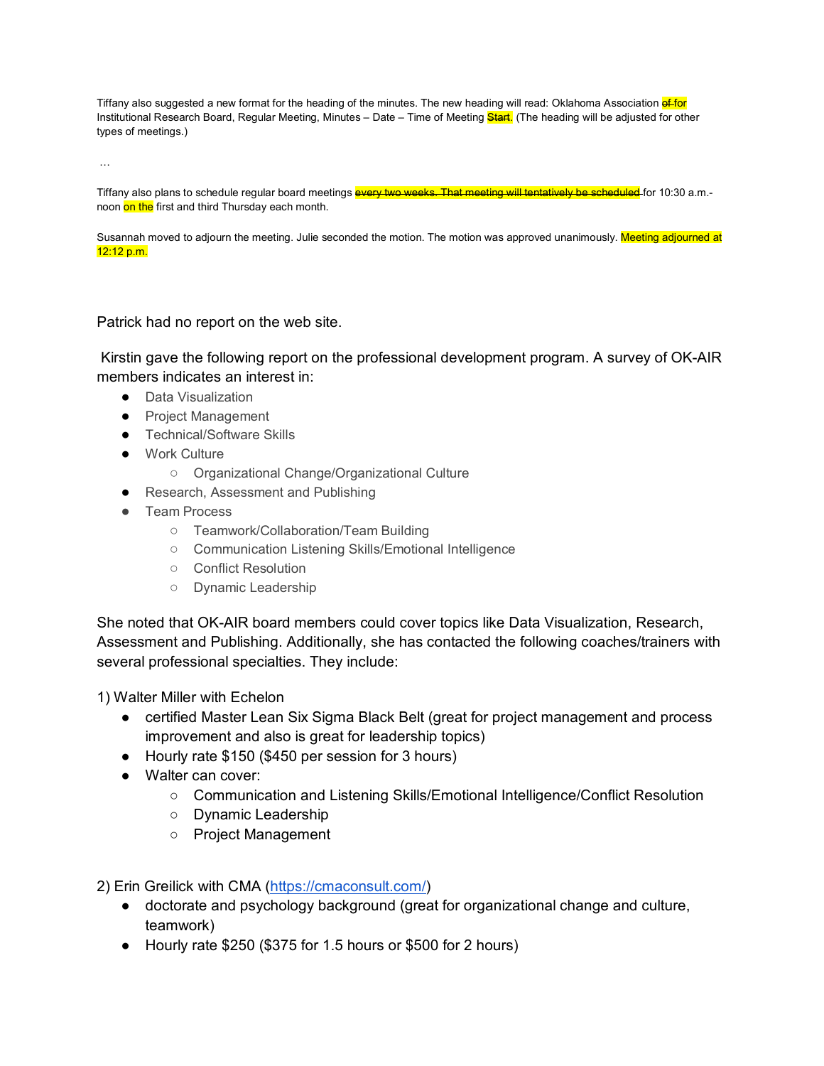Tiffany also suggested a new format for the heading of the minutes. The new heading will read: Oklahoma Association ~~of~~ for Institutional Research Board, Regular Meeting, Minutes – Date – Time of Meeting ~~Start~~. (The heading will be adjusted for other types of meetings.)

…

Tiffany also plans to schedule regular board meetings ~~every two weeks. That meeting will tentatively be scheduled~~ for 10:30 a.m.-noon on the first and third Thursday each month.

Susannah moved to adjourn the meeting. Julie seconded the motion. The motion was approved unanimously. Meeting adjourned at 12:12 p.m.

Patrick had no report on the web site.

Kirstin gave the following report on the professional development program. A survey of OK-AIR members indicates an interest in:

- Data Visualization
- Project Management
- Technical/Software Skills
- Work Culture
  - Organizational Change/Organizational Culture
- Research, Assessment and Publishing
- Team Process
  - Teamwork/Collaboration/Team Building
  - Communication Listening Skills/Emotional Intelligence
  - Conflict Resolution
  - Dynamic Leadership

She noted that OK-AIR board members could cover topics like Data Visualization, Research, Assessment and Publishing. Additionally, she has contacted the following coaches/trainers with several professional specialties. They include:

1) Walter Miller with Echelon

- certified Master Lean Six Sigma Black Belt (great for project management and process improvement and also is great for leadership topics)
- Hourly rate $150 ($450 per session for 3 hours)
- Walter can cover:
  - Communication and Listening Skills/Emotional Intelligence/Conflict Resolution
  - Dynamic Leadership
  - Project Management

2) Erin Greilick with CMA (https://cmaconsult.com/)

- doctorate and psychology background (great for organizational change and culture, teamwork)
- Hourly rate $250 ($375 for 1.5 hours or $500 for 2 hours)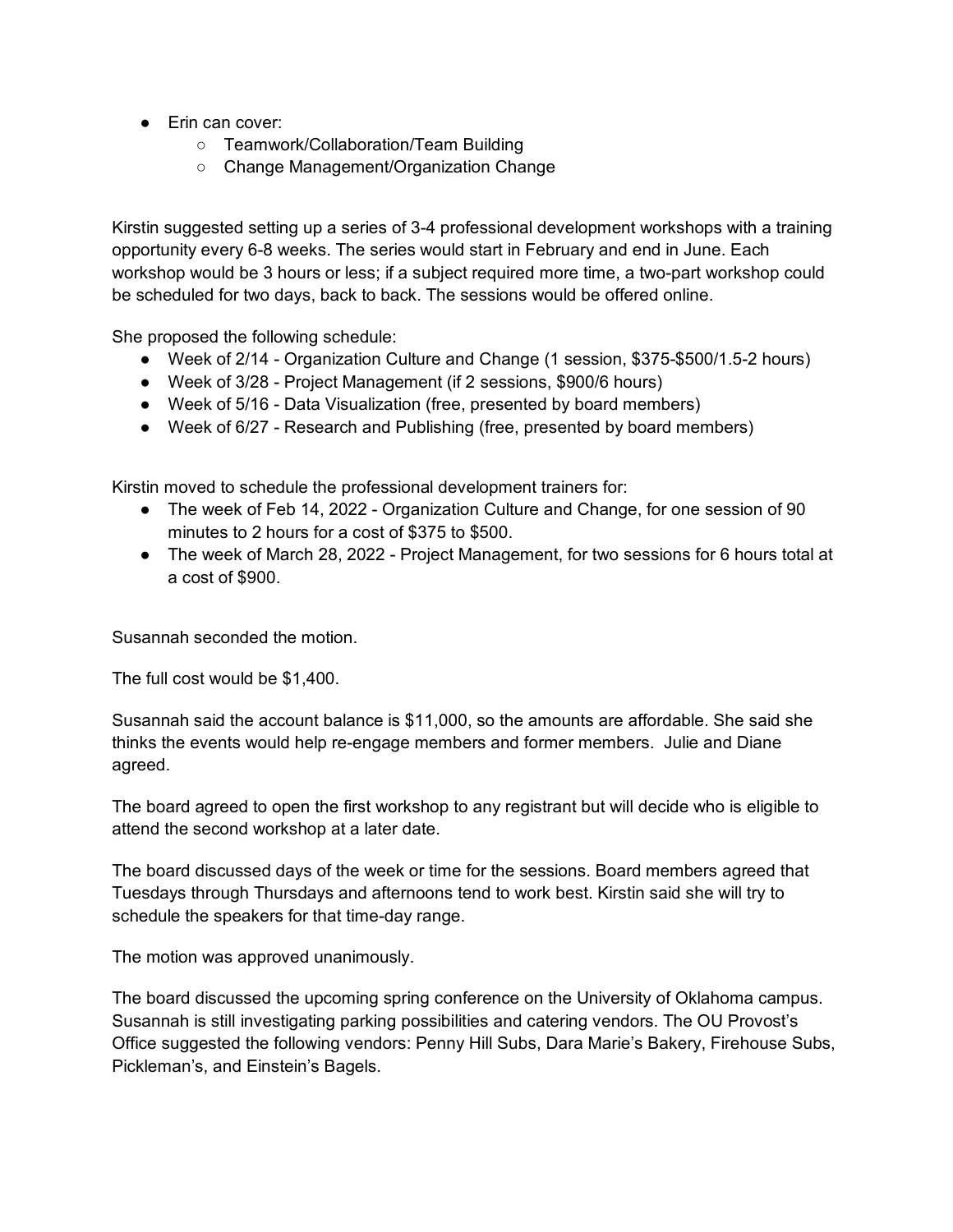- Erin can cover:
    - Teamwork/Collaboration/Team Building
    - Change Management/Organization Change

Kirstin suggested setting up a series of 3-4 professional development workshops with a training opportunity every 6-8 weeks. The series would start in February and end in June. Each workshop would be 3 hours or less; if a subject required more time, a two-part workshop could be scheduled for two days, back to back. The sessions would be offered online.

She proposed the following schedule:

- Week of 2/14 - Organization Culture and Change (1 session, $375-$500/1.5-2 hours)
- Week of 3/28 - Project Management (if 2 sessions, $900/6 hours)
- Week of 5/16 - Data Visualization (free, presented by board members)
- Week of 6/27 - Research and Publishing (free, presented by board members)

Kirstin moved to schedule the professional development trainers for:

- The week of Feb 14, 2022 - Organization Culture and Change, for one session of 90 minutes to 2 hours for a cost of $375 to $500.
- The week of March 28, 2022 - Project Management, for two sessions for 6 hours total at a cost of $900.

Susannah seconded the motion.

The full cost would be $1,400.

Susannah said the account balance is $11,000, so the amounts are affordable. She said she thinks the events would help re-engage members and former members. Julie and Diane agreed.

The board agreed to open the first workshop to any registrant but will decide who is eligible to attend the second workshop at a later date.

The board discussed days of the week or time for the sessions. Board members agreed that Tuesdays through Thursdays and afternoons tend to work best. Kirstin said she will try to schedule the speakers for that time-day range.

The motion was approved unanimously.

The board discussed the upcoming spring conference on the University of Oklahoma campus. Susannah is still investigating parking possibilities and catering vendors. The OU Provost's Office suggested the following vendors: Penny Hill Subs, Dara Marie's Bakery, Firehouse Subs, Pickleman's, and Einstein's Bagels.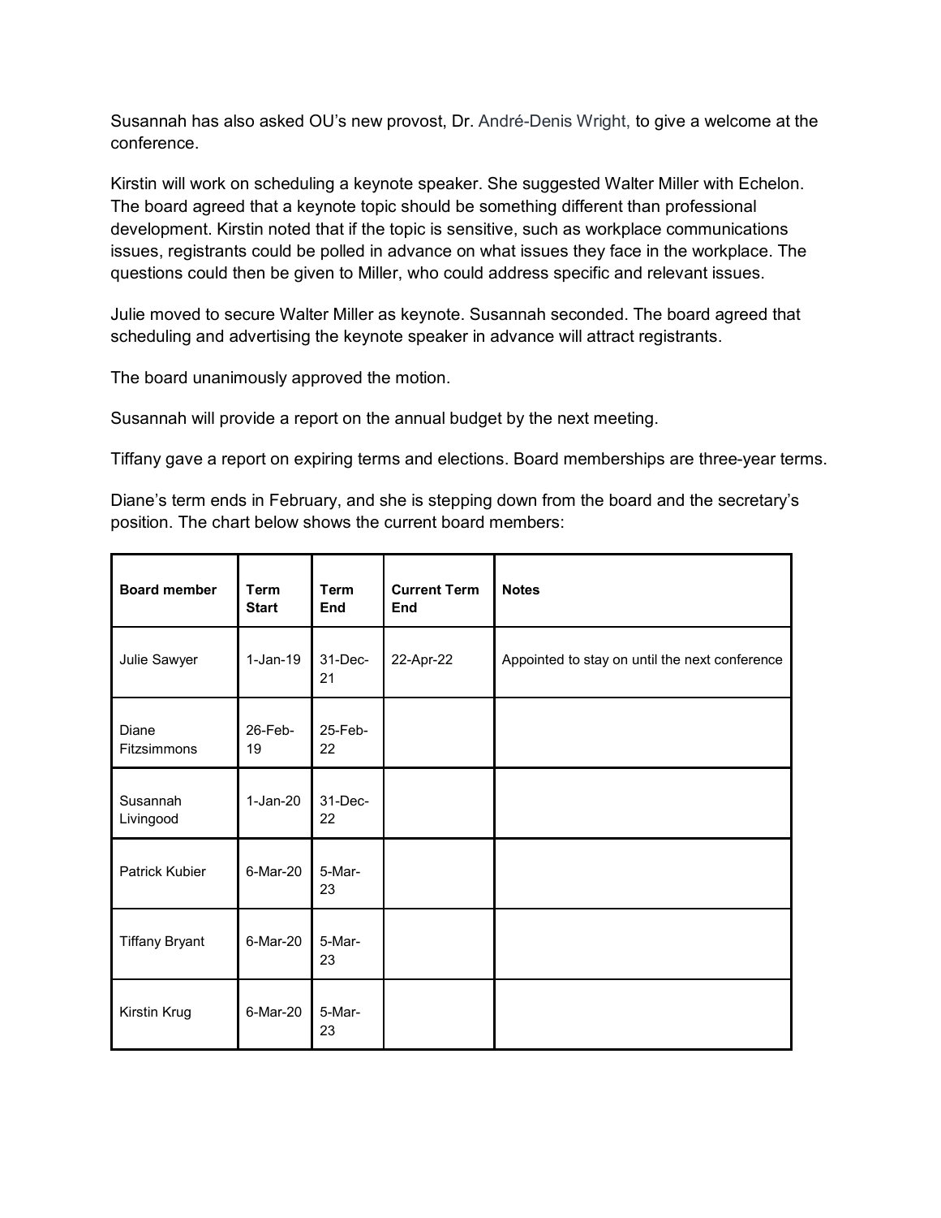Susannah has also asked OU's new provost, Dr. André-Denis Wright, to give a welcome at the conference.

Kirstin will work on scheduling a keynote speaker. She suggested Walter Miller with Echelon. The board agreed that a keynote topic should be something different than professional development. Kirstin noted that if the topic is sensitive, such as workplace communications issues, registrants could be polled in advance on what issues they face in the workplace. The questions could then be given to Miller, who could address specific and relevant issues.

Julie moved to secure Walter Miller as keynote. Susannah seconded. The board agreed that scheduling and advertising the keynote speaker in advance will attract registrants.

The board unanimously approved the motion.

Susannah will provide a report on the annual budget by the next meeting.

Tiffany gave a report on expiring terms and elections. Board memberships are three-year terms.

Diane's term ends in February, and she is stepping down from the board and the secretary's position. The chart below shows the current board members:

| Board member | Term Start | Term End | Current Term End | Notes |
|---|---|---|---|---|
| Julie Sawyer | 1-Jan-19 | 31-Dec-21 | 22-Apr-22 | Appointed to stay on until the next conference |
| Diane Fitzsimmons | 26-Feb-19 | 25-Feb-22 | | |
| Susannah Livingood | 1-Jan-20 | 31-Dec-22 | | |
| Patrick Kubier | 6-Mar-20 | 5-Mar-23 | | |
| Tiffany Bryant | 6-Mar-20 | 5-Mar-23 | | |
| Kirstin Krug | 6-Mar-20 | 5-Mar-23 | | |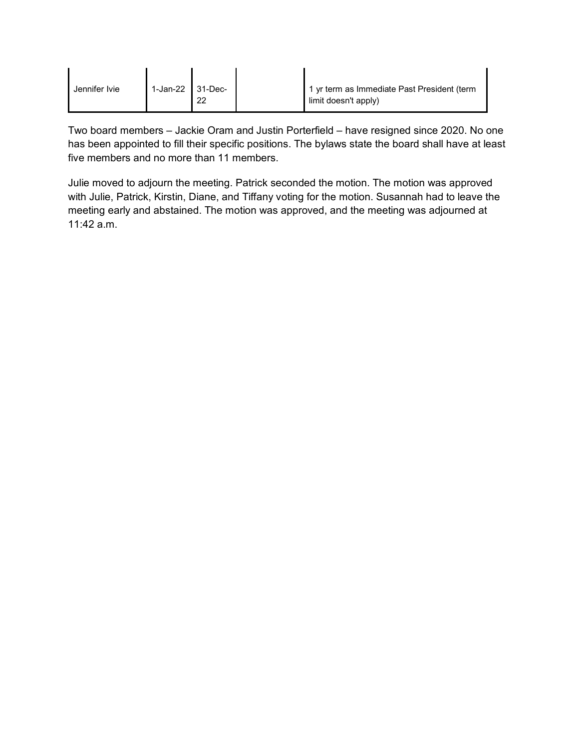| | | | | |
|---|---|---|---|---|
| Jennifer Ivie | 1-Jan-22 | 31-Dec-22 | | 1 yr term as Immediate Past President (term limit doesn't apply) |

Two board members – Jackie Oram and Justin Porterfield – have resigned since 2020. No one has been appointed to fill their specific positions. The bylaws state the board shall have at least five members and no more than 11 members.

Julie moved to adjourn the meeting. Patrick seconded the motion. The motion was approved with Julie, Patrick, Kirstin, Diane, and Tiffany voting for the motion. Susannah had to leave the meeting early and abstained. The motion was approved, and the meeting was adjourned at 11:42 a.m.